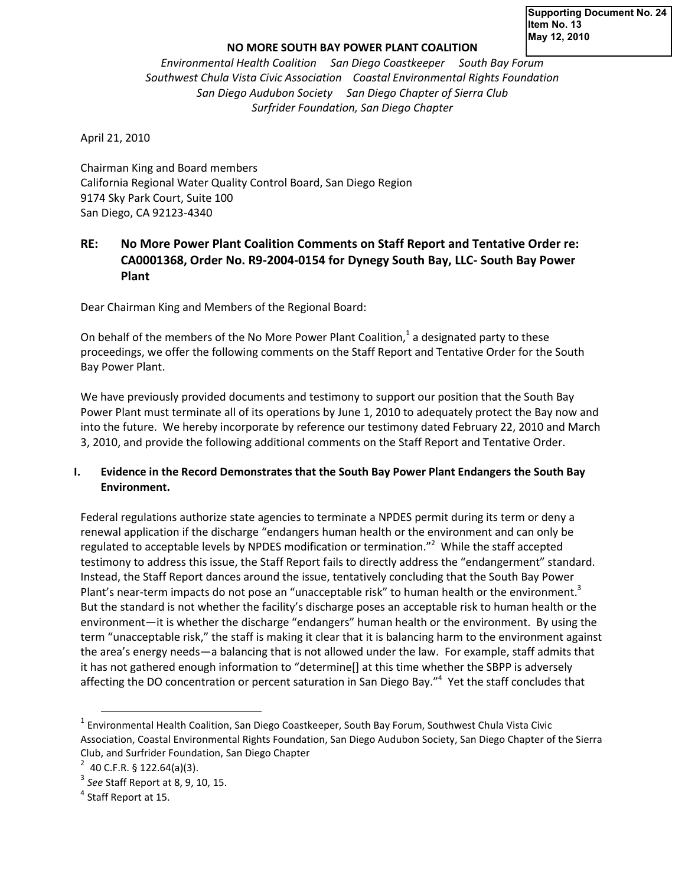Supporting Document No. 24
Item No. 13
May 12, 2010

**NO MORE SOUTH BAY POWER PLANT COALITION**

*Environmental Health Coalition San Diego Coastkeeper South Bay Forum*
*Southwest Chula Vista Civic Association Coastal Environmental Rights Foundation*
*San Diego Audubon Society San Diego Chapter of Sierra Club*
*Surfrider Foundation, San Diego Chapter*

April 21, 2010

Chairman King and Board members
California Regional Water Quality Control Board, San Diego Region
9174 Sky Park Court, Suite 100
San Diego, CA 92123-4340

**RE: No More Power Plant Coalition Comments on Staff Report and Tentative Order re: CA0001368, Order No. R9-2004-0154 for Dynegy South Bay, LLC- South Bay Power Plant**

Dear Chairman King and Members of the Regional Board:

On behalf of the members of the No More Power Plant Coalition,[1] a designated party to these proceedings, we offer the following comments on the Staff Report and Tentative Order for the South Bay Power Plant.

We have previously provided documents and testimony to support our position that the South Bay Power Plant must terminate all of its operations by June 1, 2010 to adequately protect the Bay now and into the future. We hereby incorporate by reference our testimony dated February 22, 2010 and March 3, 2010, and provide the following additional comments on the Staff Report and Tentative Order.

## I. Evidence in the Record Demonstrates that the South Bay Power Plant Endangers the South Bay Environment.

Federal regulations authorize state agencies to terminate a NPDES permit during its term or deny a renewal application if the discharge "endangers human health or the environment and can only be regulated to acceptable levels by NPDES modification or termination."[2] While the staff accepted testimony to address this issue, the Staff Report fails to directly address the "endangerment" standard. Instead, the Staff Report dances around the issue, tentatively concluding that the South Bay Power Plant's near-term impacts do not pose an "unacceptable risk" to human health or the environment.[3] But the standard is not whether the facility's discharge poses an acceptable risk to human health or the environment—it is whether the discharge "endangers" human health or the environment. By using the term "unacceptable risk," the staff is making it clear that it is balancing harm to the environment against the area's energy needs—a balancing that is not allowed under the law. For example, staff admits that it has not gathered enough information to "determine[] at this time whether the SBPP is adversely affecting the DO concentration or percent saturation in San Diego Bay."[4] Yet the staff concludes that

[1] Environmental Health Coalition, San Diego Coastkeeper, South Bay Forum, Southwest Chula Vista Civic Association, Coastal Environmental Rights Foundation, San Diego Audubon Society, San Diego Chapter of the Sierra Club, and Surfrider Foundation, San Diego Chapter

[2] 40 C.F.R. § 122.64(a)(3).

[3] *See* Staff Report at 8, 9, 10, 15.

[4] Staff Report at 15.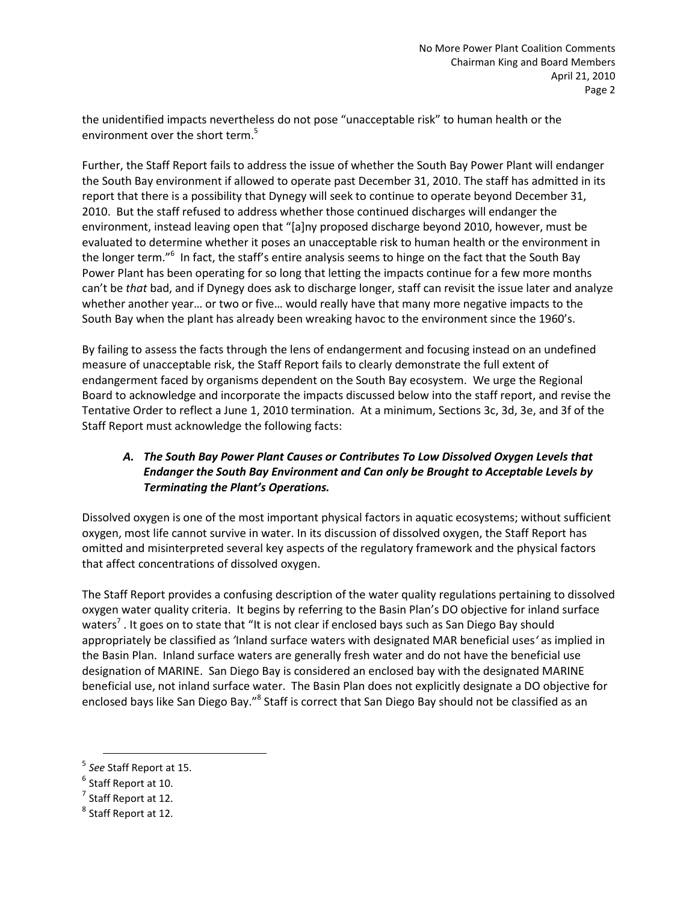the unidentified impacts nevertheless do not pose "unacceptable risk" to human health or the environment over the short term.[5]

Further, the Staff Report fails to address the issue of whether the South Bay Power Plant will endanger the South Bay environment if allowed to operate past December 31, 2010. The staff has admitted in its report that there is a possibility that Dynegy will seek to continue to operate beyond December 31, 2010. But the staff refused to address whether those continued discharges will endanger the environment, instead leaving open that "[a]ny proposed discharge beyond 2010, however, must be evaluated to determine whether it poses an unacceptable risk to human health or the environment in the longer term."[6] In fact, the staff's entire analysis seems to hinge on the fact that the South Bay Power Plant has been operating for so long that letting the impacts continue for a few more months can't be *that* bad, and if Dynegy does ask to discharge longer, staff can revisit the issue later and analyze whether another year… or two or five… would really have that many more negative impacts to the South Bay when the plant has already been wreaking havoc to the environment since the 1960's.

By failing to assess the facts through the lens of endangerment and focusing instead on an undefined measure of unacceptable risk, the Staff Report fails to clearly demonstrate the full extent of endangerment faced by organisms dependent on the South Bay ecosystem. We urge the Regional Board to acknowledge and incorporate the impacts discussed below into the staff report, and revise the Tentative Order to reflect a June 1, 2010 termination. At a minimum, Sections 3c, 3d, 3e, and 3f of the Staff Report must acknowledge the following facts:

### *A. The South Bay Power Plant Causes or Contributes To Low Dissolved Oxygen Levels that Endanger the South Bay Environment and Can only be Brought to Acceptable Levels by Terminating the Plant's Operations.*

Dissolved oxygen is one of the most important physical factors in aquatic ecosystems; without sufficient oxygen, most life cannot survive in water. In its discussion of dissolved oxygen, the Staff Report has omitted and misinterpreted several key aspects of the regulatory framework and the physical factors that affect concentrations of dissolved oxygen.

The Staff Report provides a confusing description of the water quality regulations pertaining to dissolved oxygen water quality criteria. It begins by referring to the Basin Plan's DO objective for inland surface waters[7]. It goes on to state that "It is not clear if enclosed bays such as San Diego Bay should appropriately be classified as 'Inland surface waters with designated MAR beneficial uses' as implied in the Basin Plan. Inland surface waters are generally fresh water and do not have the beneficial use designation of MARINE. San Diego Bay is considered an enclosed bay with the designated MARINE beneficial use, not inland surface water. The Basin Plan does not explicitly designate a DO objective for enclosed bays like San Diego Bay."[8] Staff is correct that San Diego Bay should not be classified as an

---

[5] *See* Staff Report at 15.

[6] Staff Report at 10.

[7] Staff Report at 12.

[8] Staff Report at 12.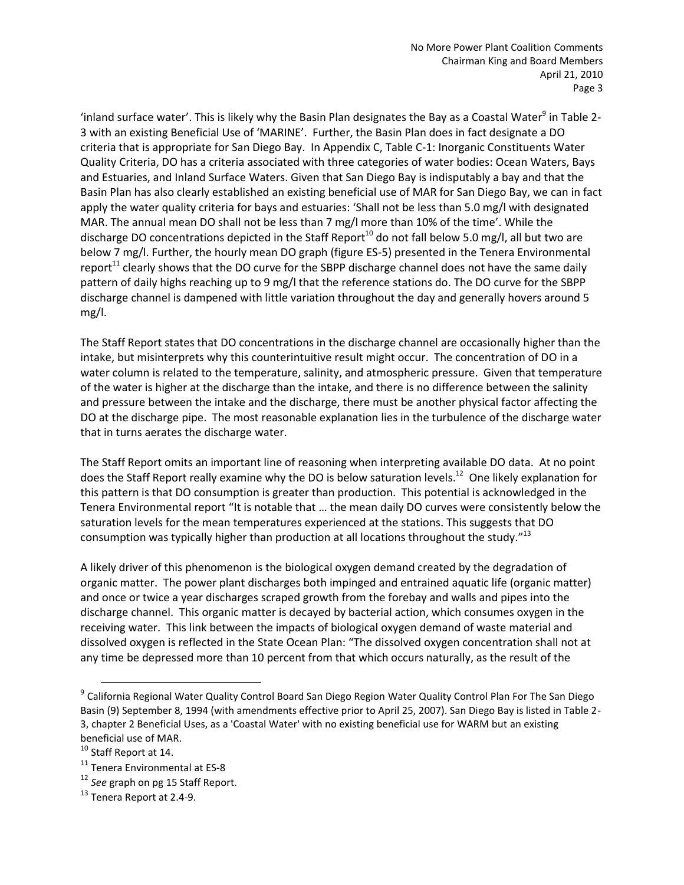'inland surface water'. This is likely why the Basin Plan designates the Bay as a Coastal Water[9] in Table 2-3 with an existing Beneficial Use of 'MARINE'. Further, the Basin Plan does in fact designate a DO criteria that is appropriate for San Diego Bay. In Appendix C, Table C-1: Inorganic Constituents Water Quality Criteria, DO has a criteria associated with three categories of water bodies: Ocean Waters, Bays and Estuaries, and Inland Surface Waters. Given that San Diego Bay is indisputably a bay and that the Basin Plan has also clearly established an existing beneficial use of MAR for San Diego Bay, we can in fact apply the water quality criteria for bays and estuaries: 'Shall not be less than 5.0 mg/l with designated MAR. The annual mean DO shall not be less than 7 mg/l more than 10% of the time'. While the discharge DO concentrations depicted in the Staff Report[10] do not fall below 5.0 mg/l, all but two are below 7 mg/l. Further, the hourly mean DO graph (figure ES-5) presented in the Tenera Environmental report[11] clearly shows that the DO curve for the SBPP discharge channel does not have the same daily pattern of daily highs reaching up to 9 mg/l that the reference stations do. The DO curve for the SBPP discharge channel is dampened with little variation throughout the day and generally hovers around 5 mg/l.

The Staff Report states that DO concentrations in the discharge channel are occasionally higher than the intake, but misinterprets why this counterintuitive result might occur. The concentration of DO in a water column is related to the temperature, salinity, and atmospheric pressure. Given that temperature of the water is higher at the discharge than the intake, and there is no difference between the salinity and pressure between the intake and the discharge, there must be another physical factor affecting the DO at the discharge pipe. The most reasonable explanation lies in the turbulence of the discharge water that in turns aerates the discharge water.

The Staff Report omits an important line of reasoning when interpreting available DO data. At no point does the Staff Report really examine why the DO is below saturation levels.[12] One likely explanation for this pattern is that DO consumption is greater than production. This potential is acknowledged in the Tenera Environmental report "It is notable that … the mean daily DO curves were consistently below the saturation levels for the mean temperatures experienced at the stations. This suggests that DO consumption was typically higher than production at all locations throughout the study."[13]

A likely driver of this phenomenon is the biological oxygen demand created by the degradation of organic matter. The power plant discharges both impinged and entrained aquatic life (organic matter) and once or twice a year discharges scraped growth from the forebay and walls and pipes into the discharge channel. This organic matter is decayed by bacterial action, which consumes oxygen in the receiving water. This link between the impacts of biological oxygen demand of waste material and dissolved oxygen is reflected in the State Ocean Plan: "The dissolved oxygen concentration shall not at any time be depressed more than 10 percent from that which occurs naturally, as the result of the

---

[9] California Regional Water Quality Control Board San Diego Region Water Quality Control Plan For The San Diego Basin (9) September 8, 1994 (with amendments effective prior to April 25, 2007). San Diego Bay is listed in Table 2-3, chapter 2 Beneficial Uses, as a 'Coastal Water' with no existing beneficial use for WARM but an existing beneficial use of MAR.

[10] Staff Report at 14.

[11] Tenera Environmental at ES-8

[12] *See* graph on pg 15 Staff Report.

[13] Tenera Report at 2.4-9.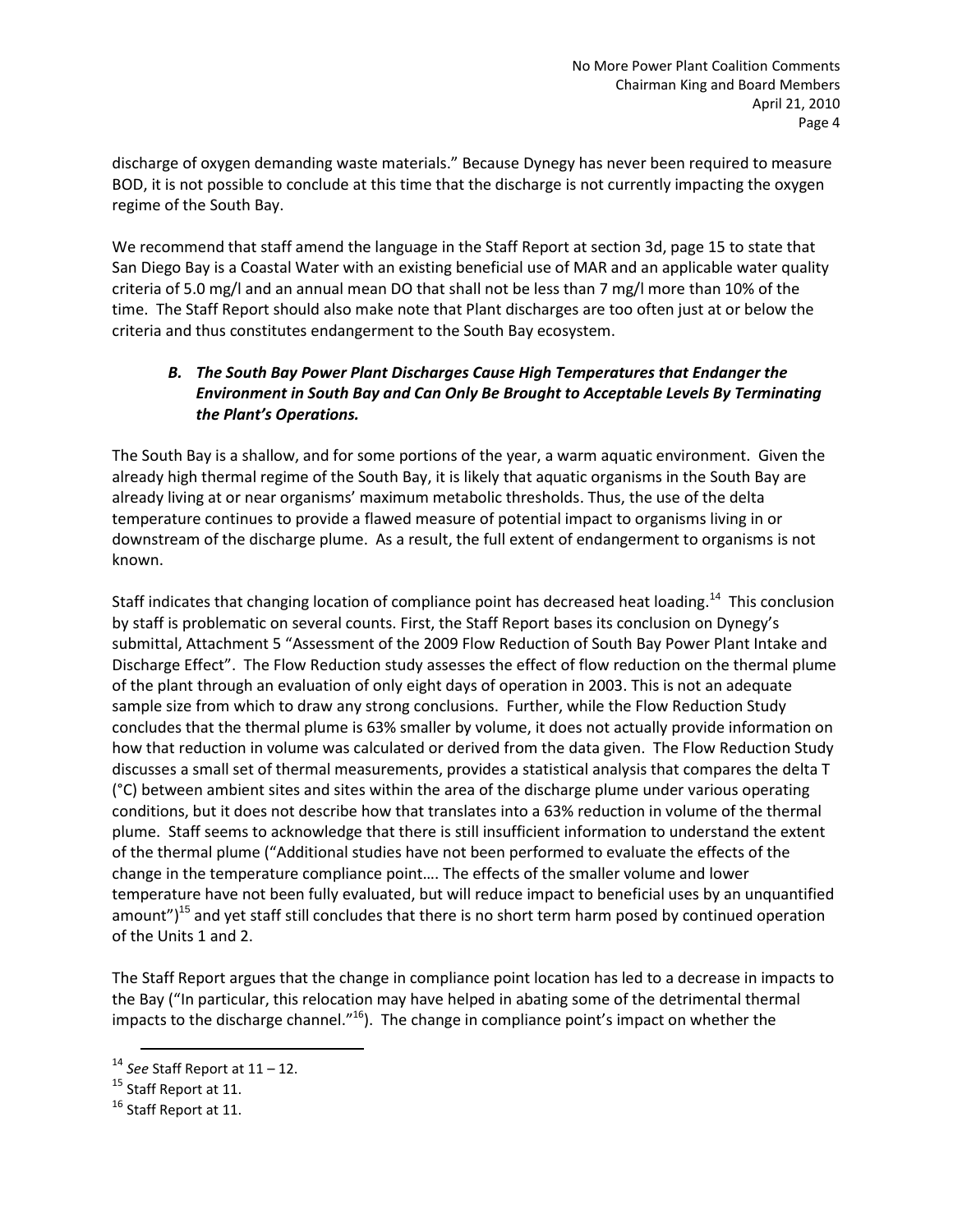discharge of oxygen demanding waste materials." Because Dynegy has never been required to measure BOD, it is not possible to conclude at this time that the discharge is not currently impacting the oxygen regime of the South Bay.

We recommend that staff amend the language in the Staff Report at section 3d, page 15 to state that San Diego Bay is a Coastal Water with an existing beneficial use of MAR and an applicable water quality criteria of 5.0 mg/l and an annual mean DO that shall not be less than 7 mg/l more than 10% of the time. The Staff Report should also make note that Plant discharges are too often just at or below the criteria and thus constitutes endangerment to the South Bay ecosystem.

### *B. The South Bay Power Plant Discharges Cause High Temperatures that Endanger the Environment in South Bay and Can Only Be Brought to Acceptable Levels By Terminating the Plant's Operations.*

The South Bay is a shallow, and for some portions of the year, a warm aquatic environment. Given the already high thermal regime of the South Bay, it is likely that aquatic organisms in the South Bay are already living at or near organisms' maximum metabolic thresholds. Thus, the use of the delta temperature continues to provide a flawed measure of potential impact to organisms living in or downstream of the discharge plume. As a result, the full extent of endangerment to organisms is not known.

Staff indicates that changing location of compliance point has decreased heat loading.[14] This conclusion by staff is problematic on several counts. First, the Staff Report bases its conclusion on Dynegy's submittal, Attachment 5 "Assessment of the 2009 Flow Reduction of South Bay Power Plant Intake and Discharge Effect". The Flow Reduction study assesses the effect of flow reduction on the thermal plume of the plant through an evaluation of only eight days of operation in 2003. This is not an adequate sample size from which to draw any strong conclusions. Further, while the Flow Reduction Study concludes that the thermal plume is 63% smaller by volume, it does not actually provide information on how that reduction in volume was calculated or derived from the data given. The Flow Reduction Study discusses a small set of thermal measurements, provides a statistical analysis that compares the delta T (°C) between ambient sites and sites within the area of the discharge plume under various operating conditions, but it does not describe how that translates into a 63% reduction in volume of the thermal plume. Staff seems to acknowledge that there is still insufficient information to understand the extent of the thermal plume ("Additional studies have not been performed to evaluate the effects of the change in the temperature compliance point…. The effects of the smaller volume and lower temperature have not been fully evaluated, but will reduce impact to beneficial uses by an unquantified amount")[15] and yet staff still concludes that there is no short term harm posed by continued operation of the Units 1 and 2.

The Staff Report argues that the change in compliance point location has led to a decrease in impacts to the Bay ("In particular, this relocation may have helped in abating some of the detrimental thermal impacts to the discharge channel."[16]). The change in compliance point's impact on whether the

[14] *See* Staff Report at 11 – 12.

[15] Staff Report at 11.

[16] Staff Report at 11.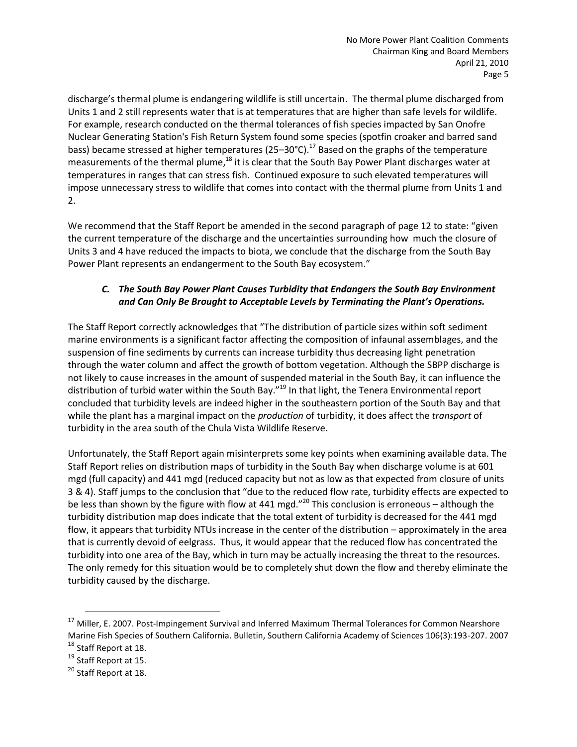discharge's thermal plume is endangering wildlife is still uncertain. The thermal plume discharged from Units 1 and 2 still represents water that is at temperatures that are higher than safe levels for wildlife. For example, research conducted on the thermal tolerances of fish species impacted by San Onofre Nuclear Generating Station's Fish Return System found some species (spotfin croaker and barred sand bass) became stressed at higher temperatures (25–30°C).[17] Based on the graphs of the temperature measurements of the thermal plume,[18] it is clear that the South Bay Power Plant discharges water at temperatures in ranges that can stress fish. Continued exposure to such elevated temperatures will impose unnecessary stress to wildlife that comes into contact with the thermal plume from Units 1 and 2.

We recommend that the Staff Report be amended in the second paragraph of page 12 to state: "given the current temperature of the discharge and the uncertainties surrounding how much the closure of Units 3 and 4 have reduced the impacts to biota, we conclude that the discharge from the South Bay Power Plant represents an endangerment to the South Bay ecosystem."

### *C. The South Bay Power Plant Causes Turbidity that Endangers the South Bay Environment and Can Only Be Brought to Acceptable Levels by Terminating the Plant's Operations.*

The Staff Report correctly acknowledges that "The distribution of particle sizes within soft sediment marine environments is a significant factor affecting the composition of infaunal assemblages, and the suspension of fine sediments by currents can increase turbidity thus decreasing light penetration through the water column and affect the growth of bottom vegetation. Although the SBPP discharge is not likely to cause increases in the amount of suspended material in the South Bay, it can influence the distribution of turbid water within the South Bay."[19] In that light, the Tenera Environmental report concluded that turbidity levels are indeed higher in the southeastern portion of the South Bay and that while the plant has a marginal impact on the *production* of turbidity, it does affect the *transport* of turbidity in the area south of the Chula Vista Wildlife Reserve.

Unfortunately, the Staff Report again misinterprets some key points when examining available data. The Staff Report relies on distribution maps of turbidity in the South Bay when discharge volume is at 601 mgd (full capacity) and 441 mgd (reduced capacity but not as low as that expected from closure of units 3 & 4). Staff jumps to the conclusion that "due to the reduced flow rate, turbidity effects are expected to be less than shown by the figure with flow at 441 mgd."[20] This conclusion is erroneous – although the turbidity distribution map does indicate that the total extent of turbidity is decreased for the 441 mgd flow, it appears that turbidity NTUs increase in the center of the distribution – approximately in the area that is currently devoid of eelgrass. Thus, it would appear that the reduced flow has concentrated the turbidity into one area of the Bay, which in turn may be actually increasing the threat to the resources. The only remedy for this situation would be to completely shut down the flow and thereby eliminate the turbidity caused by the discharge.

---

[17] Miller, E. 2007. Post-Impingement Survival and Inferred Maximum Thermal Tolerances for Common Nearshore Marine Fish Species of Southern California. Bulletin, Southern California Academy of Sciences 106(3):193-207. 2007

[18] Staff Report at 18.

[19] Staff Report at 15.

[20] Staff Report at 18.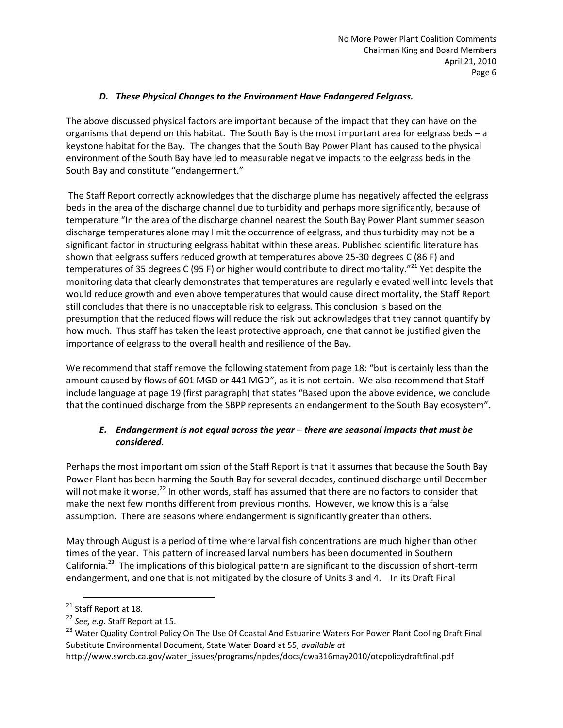### *D. These Physical Changes to the Environment Have Endangered Eelgrass.*

The above discussed physical factors are important because of the impact that they can have on the organisms that depend on this habitat. The South Bay is the most important area for eelgrass beds – a keystone habitat for the Bay. The changes that the South Bay Power Plant has caused to the physical environment of the South Bay have led to measurable negative impacts to the eelgrass beds in the South Bay and constitute "endangerment."

The Staff Report correctly acknowledges that the discharge plume has negatively affected the eelgrass beds in the area of the discharge channel due to turbidity and perhaps more significantly, because of temperature "In the area of the discharge channel nearest the South Bay Power Plant summer season discharge temperatures alone may limit the occurrence of eelgrass, and thus turbidity may not be a significant factor in structuring eelgrass habitat within these areas. Published scientific literature has shown that eelgrass suffers reduced growth at temperatures above 25-30 degrees C (86 F) and temperatures of 35 degrees C (95 F) or higher would contribute to direct mortality."[21] Yet despite the monitoring data that clearly demonstrates that temperatures are regularly elevated well into levels that would reduce growth and even above temperatures that would cause direct mortality, the Staff Report still concludes that there is no unacceptable risk to eelgrass. This conclusion is based on the presumption that the reduced flows will reduce the risk but acknowledges that they cannot quantify by how much. Thus staff has taken the least protective approach, one that cannot be justified given the importance of eelgrass to the overall health and resilience of the Bay.

We recommend that staff remove the following statement from page 18: "but is certainly less than the amount caused by flows of 601 MGD or 441 MGD", as it is not certain. We also recommend that Staff include language at page 19 (first paragraph) that states "Based upon the above evidence, we conclude that the continued discharge from the SBPP represents an endangerment to the South Bay ecosystem".

### *E. Endangerment is not equal across the year – there are seasonal impacts that must be considered.*

Perhaps the most important omission of the Staff Report is that it assumes that because the South Bay Power Plant has been harming the South Bay for several decades, continued discharge until December will not make it worse.[22] In other words, staff has assumed that there are no factors to consider that make the next few months different from previous months. However, we know this is a false assumption. There are seasons where endangerment is significantly greater than others.

May through August is a period of time where larval fish concentrations are much higher than other times of the year. This pattern of increased larval numbers has been documented in Southern California.[23] The implications of this biological pattern are significant to the discussion of short-term endangerment, and one that is not mitigated by the closure of Units 3 and 4. In its Draft Final

---

[21] Staff Report at 18.

[22] *See, e.g.* Staff Report at 15.

[23] Water Quality Control Policy On The Use Of Coastal And Estuarine Waters For Power Plant Cooling Draft Final Substitute Environmental Document, State Water Board at 55, *available at* http://www.swrcb.ca.gov/water_issues/programs/npdes/docs/cwa316may2010/otcpolicydraftfinal.pdf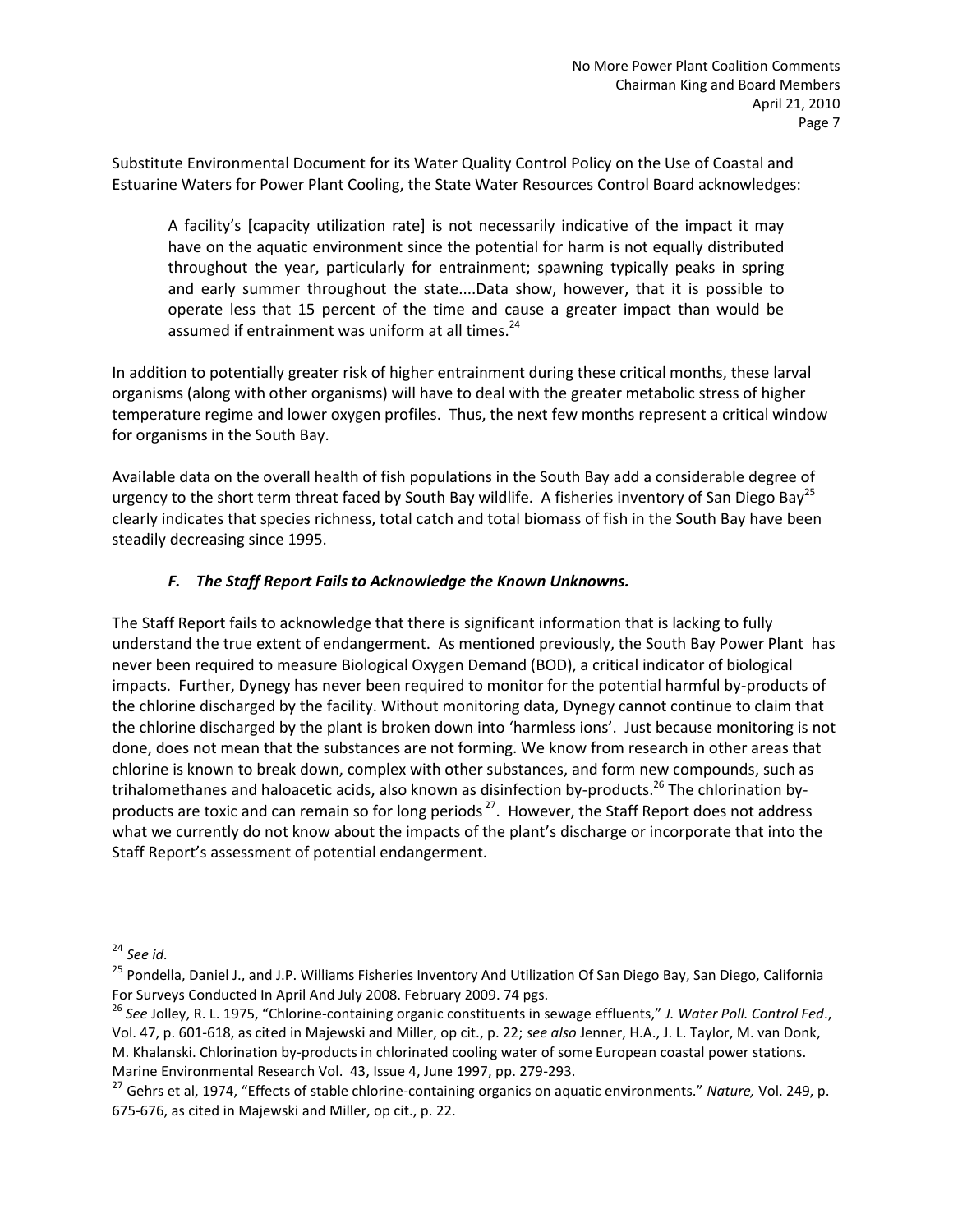Substitute Environmental Document for its Water Quality Control Policy on the Use of Coastal and Estuarine Waters for Power Plant Cooling, the State Water Resources Control Board acknowledges:

> A facility's [capacity utilization rate] is not necessarily indicative of the impact it may have on the aquatic environment since the potential for harm is not equally distributed throughout the year, particularly for entrainment; spawning typically peaks in spring and early summer throughout the state....Data show, however, that it is possible to operate less that 15 percent of the time and cause a greater impact than would be assumed if entrainment was uniform at all times.[24]

In addition to potentially greater risk of higher entrainment during these critical months, these larval organisms (along with other organisms) will have to deal with the greater metabolic stress of higher temperature regime and lower oxygen profiles. Thus, the next few months represent a critical window for organisms in the South Bay.

Available data on the overall health of fish populations in the South Bay add a considerable degree of urgency to the short term threat faced by South Bay wildlife. A fisheries inventory of San Diego Bay[25] clearly indicates that species richness, total catch and total biomass of fish in the South Bay have been steadily decreasing since 1995.

### *F. The Staff Report Fails to Acknowledge the Known Unknowns.*

The Staff Report fails to acknowledge that there is significant information that is lacking to fully understand the true extent of endangerment. As mentioned previously, the South Bay Power Plant has never been required to measure Biological Oxygen Demand (BOD), a critical indicator of biological impacts. Further, Dynegy has never been required to monitor for the potential harmful by-products of the chlorine discharged by the facility. Without monitoring data, Dynegy cannot continue to claim that the chlorine discharged by the plant is broken down into 'harmless ions'. Just because monitoring is not done, does not mean that the substances are not forming. We know from research in other areas that chlorine is known to break down, complex with other substances, and form new compounds, such as trihalomethanes and haloacetic acids, also known as disinfection by-products.[26] The chlorination by-products are toxic and can remain so for long periods[27]. However, the Staff Report does not address what we currently do not know about the impacts of the plant's discharge or incorporate that into the Staff Report's assessment of potential endangerment.

---

[24] *See id.*

[25] Pondella, Daniel J., and J.P. Williams Fisheries Inventory And Utilization Of San Diego Bay, San Diego, California For Surveys Conducted In April And July 2008. February 2009. 74 pgs.

[26] *See* Jolley, R. L. 1975, "Chlorine-containing organic constituents in sewage effluents," *J. Water Poll. Control Fed*., Vol. 47, p. 601-618, as cited in Majewski and Miller, op cit., p. 22; *see also* Jenner, H.A., J. L. Taylor, M. van Donk, M. Khalanski. Chlorination by-products in chlorinated cooling water of some European coastal power stations. Marine Environmental Research Vol. 43, Issue 4, June 1997, pp. 279-293.

[27] Gehrs et al, 1974, "Effects of stable chlorine-containing organics on aquatic environments." *Nature,* Vol. 249, p. 675-676, as cited in Majewski and Miller, op cit., p. 22.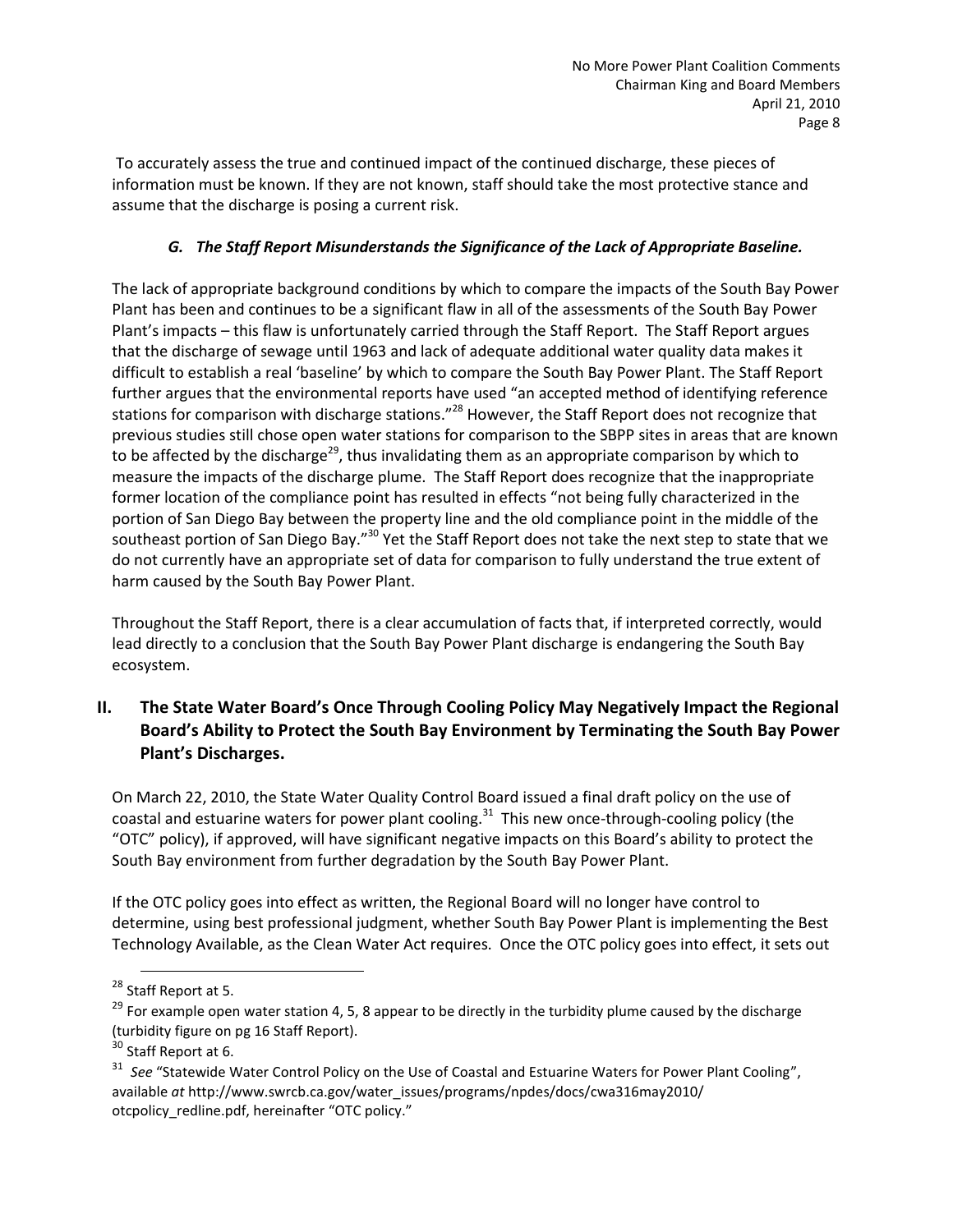To accurately assess the true and continued impact of the continued discharge, these pieces of information must be known. If they are not known, staff should take the most protective stance and assume that the discharge is posing a current risk.

### *G. The Staff Report Misunderstands the Significance of the Lack of Appropriate Baseline.*

The lack of appropriate background conditions by which to compare the impacts of the South Bay Power Plant has been and continues to be a significant flaw in all of the assessments of the South Bay Power Plant's impacts – this flaw is unfortunately carried through the Staff Report. The Staff Report argues that the discharge of sewage until 1963 and lack of adequate additional water quality data makes it difficult to establish a real 'baseline' by which to compare the South Bay Power Plant. The Staff Report further argues that the environmental reports have used "an accepted method of identifying reference stations for comparison with discharge stations."[28] However, the Staff Report does not recognize that previous studies still chose open water stations for comparison to the SBPP sites in areas that are known to be affected by the discharge[29], thus invalidating them as an appropriate comparison by which to measure the impacts of the discharge plume. The Staff Report does recognize that the inappropriate former location of the compliance point has resulted in effects "not being fully characterized in the portion of San Diego Bay between the property line and the old compliance point in the middle of the southeast portion of San Diego Bay."[30] Yet the Staff Report does not take the next step to state that we do not currently have an appropriate set of data for comparison to fully understand the true extent of harm caused by the South Bay Power Plant.

Throughout the Staff Report, there is a clear accumulation of facts that, if interpreted correctly, would lead directly to a conclusion that the South Bay Power Plant discharge is endangering the South Bay ecosystem.

## II. The State Water Board's Once Through Cooling Policy May Negatively Impact the Regional Board's Ability to Protect the South Bay Environment by Terminating the South Bay Power Plant's Discharges.

On March 22, 2010, the State Water Quality Control Board issued a final draft policy on the use of coastal and estuarine waters for power plant cooling.[31] This new once-through-cooling policy (the "OTC" policy), if approved, will have significant negative impacts on this Board's ability to protect the South Bay environment from further degradation by the South Bay Power Plant.

If the OTC policy goes into effect as written, the Regional Board will no longer have control to determine, using best professional judgment, whether South Bay Power Plant is implementing the Best Technology Available, as the Clean Water Act requires. Once the OTC policy goes into effect, it sets out

---

[28] Staff Report at 5.

[29] For example open water station 4, 5, 8 appear to be directly in the turbidity plume caused by the discharge (turbidity figure on pg 16 Staff Report).

[30] Staff Report at 6.

[31] *See* "Statewide Water Control Policy on the Use of Coastal and Estuarine Waters for Power Plant Cooling", available *at* http://www.swrcb.ca.gov/water_issues/programs/npdes/docs/cwa316may2010/otcpolicy_redline.pdf, hereinafter "OTC policy."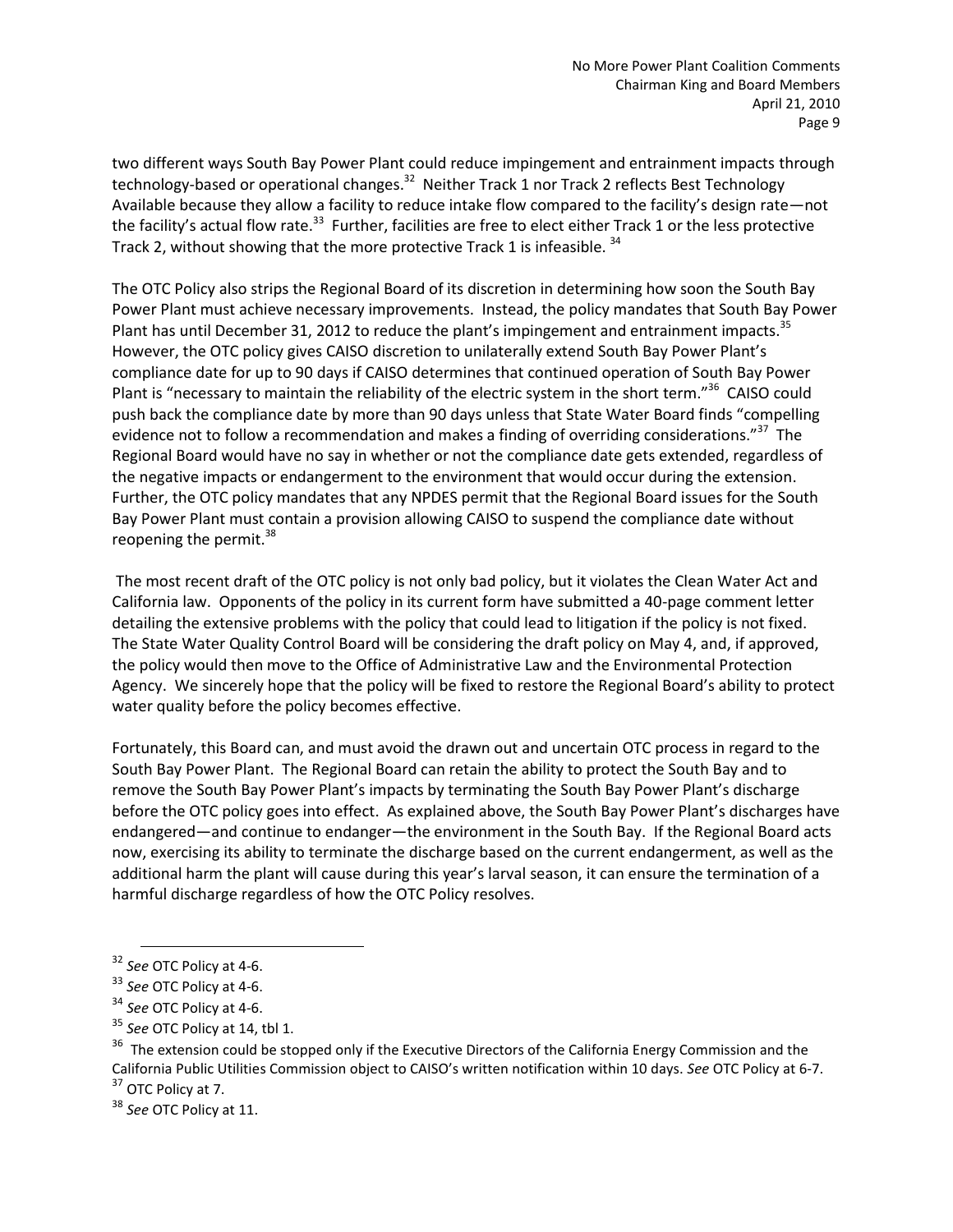two different ways South Bay Power Plant could reduce impingement and entrainment impacts through technology-based or operational changes.[32] Neither Track 1 nor Track 2 reflects Best Technology Available because they allow a facility to reduce intake flow compared to the facility's design rate—not the facility's actual flow rate.[33] Further, facilities are free to elect either Track 1 or the less protective Track 2, without showing that the more protective Track 1 is infeasible.[34]

The OTC Policy also strips the Regional Board of its discretion in determining how soon the South Bay Power Plant must achieve necessary improvements. Instead, the policy mandates that South Bay Power Plant has until December 31, 2012 to reduce the plant's impingement and entrainment impacts.[35] However, the OTC policy gives CAISO discretion to unilaterally extend South Bay Power Plant's compliance date for up to 90 days if CAISO determines that continued operation of South Bay Power Plant is "necessary to maintain the reliability of the electric system in the short term."[36] CAISO could push back the compliance date by more than 90 days unless that State Water Board finds "compelling evidence not to follow a recommendation and makes a finding of overriding considerations."[37] The Regional Board would have no say in whether or not the compliance date gets extended, regardless of the negative impacts or endangerment to the environment that would occur during the extension. Further, the OTC policy mandates that any NPDES permit that the Regional Board issues for the South Bay Power Plant must contain a provision allowing CAISO to suspend the compliance date without reopening the permit.[38]

The most recent draft of the OTC policy is not only bad policy, but it violates the Clean Water Act and California law. Opponents of the policy in its current form have submitted a 40-page comment letter detailing the extensive problems with the policy that could lead to litigation if the policy is not fixed. The State Water Quality Control Board will be considering the draft policy on May 4, and, if approved, the policy would then move to the Office of Administrative Law and the Environmental Protection Agency. We sincerely hope that the policy will be fixed to restore the Regional Board's ability to protect water quality before the policy becomes effective.

Fortunately, this Board can, and must avoid the drawn out and uncertain OTC process in regard to the South Bay Power Plant. The Regional Board can retain the ability to protect the South Bay and to remove the South Bay Power Plant's impacts by terminating the South Bay Power Plant's discharge before the OTC policy goes into effect. As explained above, the South Bay Power Plant's discharges have endangered—and continue to endanger—the environment in the South Bay. If the Regional Board acts now, exercising its ability to terminate the discharge based on the current endangerment, as well as the additional harm the plant will cause during this year's larval season, it can ensure the termination of a harmful discharge regardless of how the OTC Policy resolves.

---

[32] *See* OTC Policy at 4-6.

[33] *See* OTC Policy at 4-6.

[34] *See* OTC Policy at 4-6.

[35] *See* OTC Policy at 14, tbl 1.

[36] The extension could be stopped only if the Executive Directors of the California Energy Commission and the California Public Utilities Commission object to CAISO's written notification within 10 days. *See* OTC Policy at 6-7.

[37] OTC Policy at 7.

[38] *See* OTC Policy at 11.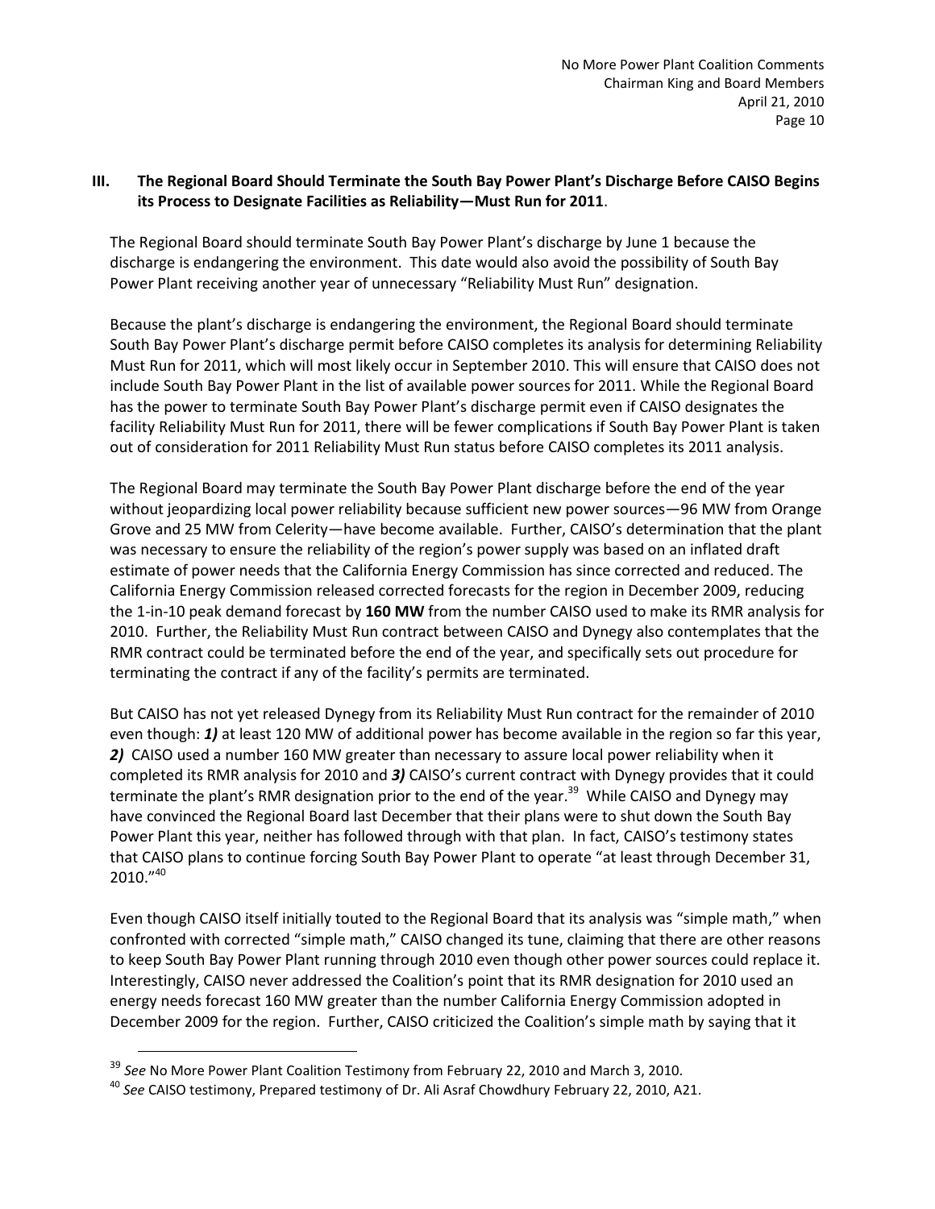### III. The Regional Board Should Terminate the South Bay Power Plant's Discharge Before CAISO Begins its Process to Designate Facilities as Reliability—Must Run for 2011.

The Regional Board should terminate South Bay Power Plant's discharge by June 1 because the discharge is endangering the environment. This date would also avoid the possibility of South Bay Power Plant receiving another year of unnecessary "Reliability Must Run" designation.

Because the plant's discharge is endangering the environment, the Regional Board should terminate South Bay Power Plant's discharge permit before CAISO completes its analysis for determining Reliability Must Run for 2011, which will most likely occur in September 2010. This will ensure that CAISO does not include South Bay Power Plant in the list of available power sources for 2011. While the Regional Board has the power to terminate South Bay Power Plant's discharge permit even if CAISO designates the facility Reliability Must Run for 2011, there will be fewer complications if South Bay Power Plant is taken out of consideration for 2011 Reliability Must Run status before CAISO completes its 2011 analysis.

The Regional Board may terminate the South Bay Power Plant discharge before the end of the year without jeopardizing local power reliability because sufficient new power sources—96 MW from Orange Grove and 25 MW from Celerity—have become available. Further, CAISO's determination that the plant was necessary to ensure the reliability of the region's power supply was based on an inflated draft estimate of power needs that the California Energy Commission has since corrected and reduced. The California Energy Commission released corrected forecasts for the region in December 2009, reducing the 1-in-10 peak demand forecast by **160 MW** from the number CAISO used to make its RMR analysis for 2010. Further, the Reliability Must Run contract between CAISO and Dynegy also contemplates that the RMR contract could be terminated before the end of the year, and specifically sets out procedure for terminating the contract if any of the facility's permits are terminated.

But CAISO has not yet released Dynegy from its Reliability Must Run contract for the remainder of 2010 even though: ***1)*** at least 120 MW of additional power has become available in the region so far this year, ***2)*** CAISO used a number 160 MW greater than necessary to assure local power reliability when it completed its RMR analysis for 2010 and ***3)*** CAISO's current contract with Dynegy provides that it could terminate the plant's RMR designation prior to the end of the year.[39] While CAISO and Dynegy may have convinced the Regional Board last December that their plans were to shut down the South Bay Power Plant this year, neither has followed through with that plan. In fact, CAISO's testimony states that CAISO plans to continue forcing South Bay Power Plant to operate "at least through December 31, 2010."[40]

Even though CAISO itself initially touted to the Regional Board that its analysis was "simple math," when confronted with corrected "simple math," CAISO changed its tune, claiming that there are other reasons to keep South Bay Power Plant running through 2010 even though other power sources could replace it. Interestingly, CAISO never addressed the Coalition's point that its RMR designation for 2010 used an energy needs forecast 160 MW greater than the number California Energy Commission adopted in December 2009 for the region. Further, CAISO criticized the Coalition's simple math by saying that it

---

[39] *See* No More Power Plant Coalition Testimony from February 22, 2010 and March 3, 2010.

[40] *See* CAISO testimony, Prepared testimony of Dr. Ali Asraf Chowdhury February 22, 2010, A21.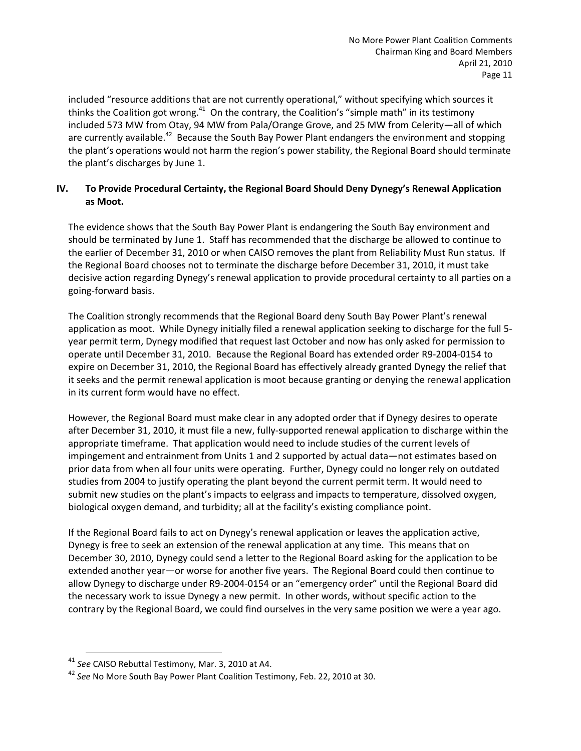included "resource additions that are not currently operational," without specifying which sources it thinks the Coalition got wrong.[41] On the contrary, the Coalition's "simple math" in its testimony included 573 MW from Otay, 94 MW from Pala/Orange Grove, and 25 MW from Celerity—all of which are currently available.[42] Because the South Bay Power Plant endangers the environment and stopping the plant's operations would not harm the region's power stability, the Regional Board should terminate the plant's discharges by June 1.

## IV. To Provide Procedural Certainty, the Regional Board Should Deny Dynegy's Renewal Application as Moot.

The evidence shows that the South Bay Power Plant is endangering the South Bay environment and should be terminated by June 1. Staff has recommended that the discharge be allowed to continue to the earlier of December 31, 2010 or when CAISO removes the plant from Reliability Must Run status. If the Regional Board chooses not to terminate the discharge before December 31, 2010, it must take decisive action regarding Dynegy's renewal application to provide procedural certainty to all parties on a going-forward basis.

The Coalition strongly recommends that the Regional Board deny South Bay Power Plant's renewal application as moot. While Dynegy initially filed a renewal application seeking to discharge for the full 5-year permit term, Dynegy modified that request last October and now has only asked for permission to operate until December 31, 2010. Because the Regional Board has extended order R9-2004-0154 to expire on December 31, 2010, the Regional Board has effectively already granted Dynegy the relief that it seeks and the permit renewal application is moot because granting or denying the renewal application in its current form would have no effect.

However, the Regional Board must make clear in any adopted order that if Dynegy desires to operate after December 31, 2010, it must file a new, fully-supported renewal application to discharge within the appropriate timeframe. That application would need to include studies of the current levels of impingement and entrainment from Units 1 and 2 supported by actual data—not estimates based on prior data from when all four units were operating. Further, Dynegy could no longer rely on outdated studies from 2004 to justify operating the plant beyond the current permit term. It would need to submit new studies on the plant's impacts to eelgrass and impacts to temperature, dissolved oxygen, biological oxygen demand, and turbidity; all at the facility's existing compliance point.

If the Regional Board fails to act on Dynegy's renewal application or leaves the application active, Dynegy is free to seek an extension of the renewal application at any time. This means that on December 30, 2010, Dynegy could send a letter to the Regional Board asking for the application to be extended another year—or worse for another five years. The Regional Board could then continue to allow Dynegy to discharge under R9-2004-0154 or an "emergency order" until the Regional Board did the necessary work to issue Dynegy a new permit. In other words, without specific action to the contrary by the Regional Board, we could find ourselves in the very same position we were a year ago.

---

[41] *See* CAISO Rebuttal Testimony, Mar. 3, 2010 at A4.

[42] *See* No More South Bay Power Plant Coalition Testimony, Feb. 22, 2010 at 30.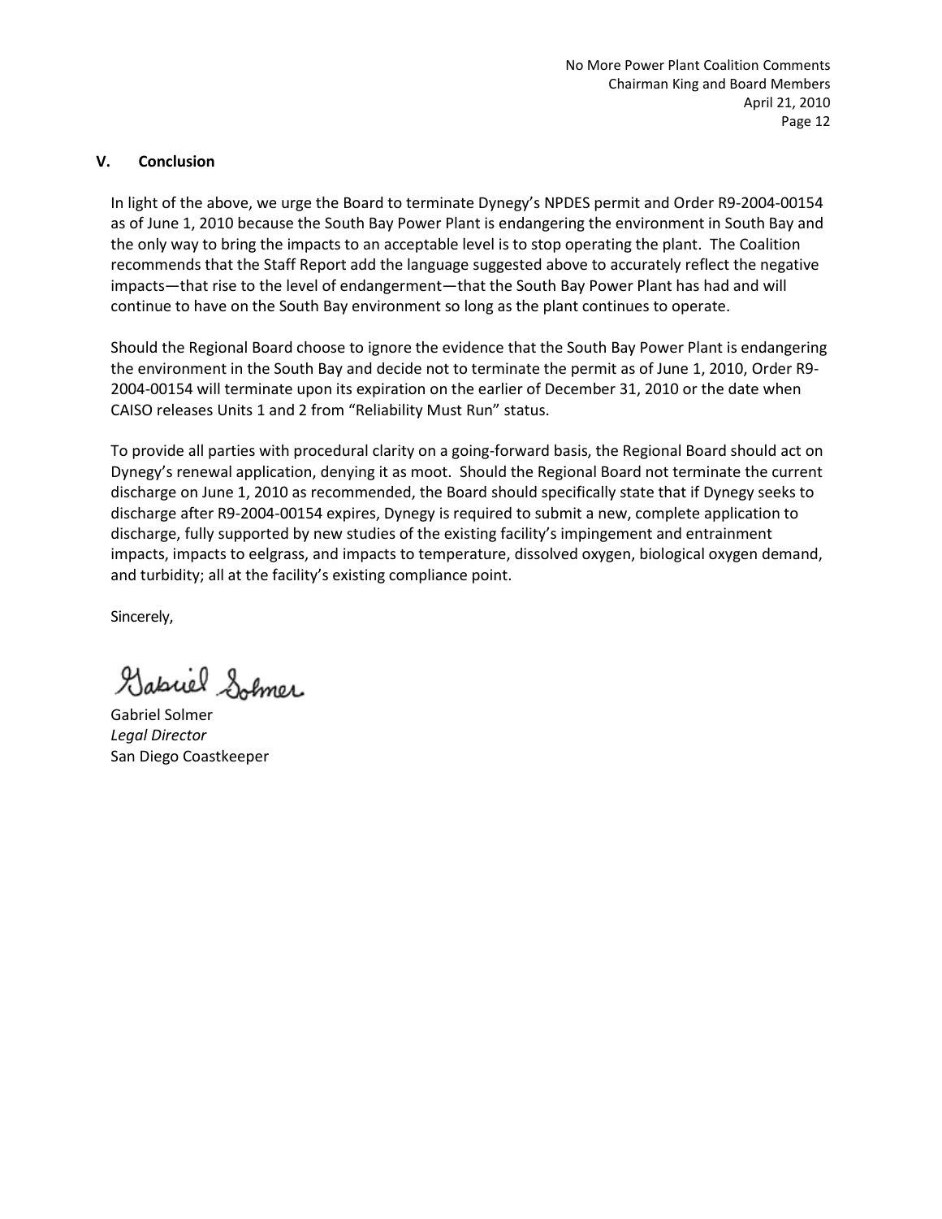## V. Conclusion

In light of the above, we urge the Board to terminate Dynegy's NPDES permit and Order R9-2004-00154 as of June 1, 2010 because the South Bay Power Plant is endangering the environment in South Bay and the only way to bring the impacts to an acceptable level is to stop operating the plant. The Coalition recommends that the Staff Report add the language suggested above to accurately reflect the negative impacts—that rise to the level of endangerment—that the South Bay Power Plant has had and will continue to have on the South Bay environment so long as the plant continues to operate.

Should the Regional Board choose to ignore the evidence that the South Bay Power Plant is endangering the environment in the South Bay and decide not to terminate the permit as of June 1, 2010, Order R9-2004-00154 will terminate upon its expiration on the earlier of December 31, 2010 or the date when CAISO releases Units 1 and 2 from "Reliability Must Run" status.

To provide all parties with procedural clarity on a going-forward basis, the Regional Board should act on Dynegy's renewal application, denying it as moot. Should the Regional Board not terminate the current discharge on June 1, 2010 as recommended, the Board should specifically state that if Dynegy seeks to discharge after R9-2004-00154 expires, Dynegy is required to submit a new, complete application to discharge, fully supported by new studies of the existing facility's impingement and entrainment impacts, impacts to eelgrass, and impacts to temperature, dissolved oxygen, biological oxygen demand, and turbidity; all at the facility's existing compliance point.

Sincerely,

Gabriel Solmer

Gabriel Solmer
*Legal Director*
San Diego Coastkeeper